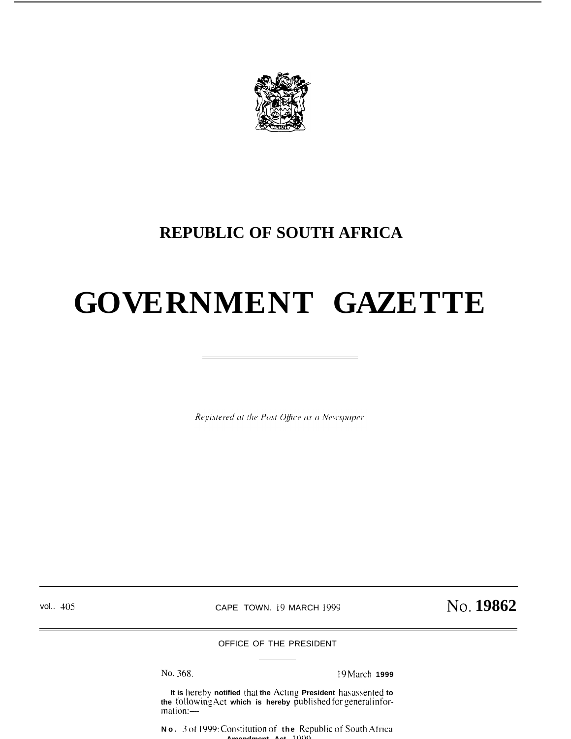# REPUBLIC OF SOUTH AFRICA

# GOVERNMENT GAZETTE

*Registered at the Post Office as a Newspaper*

vol.. 405 | CAPE TOWN. 19 MARCH 1999 | No. **19862**

OFFICE OF THE PRESIDENT

No. 368. 19 March 1999

It is hereby notified that the Acting President has assented to the following Act which is hereby published for general information:—

No. 3 of 1999: Constitution of the Republic of South Africa Amendment Act, 1999.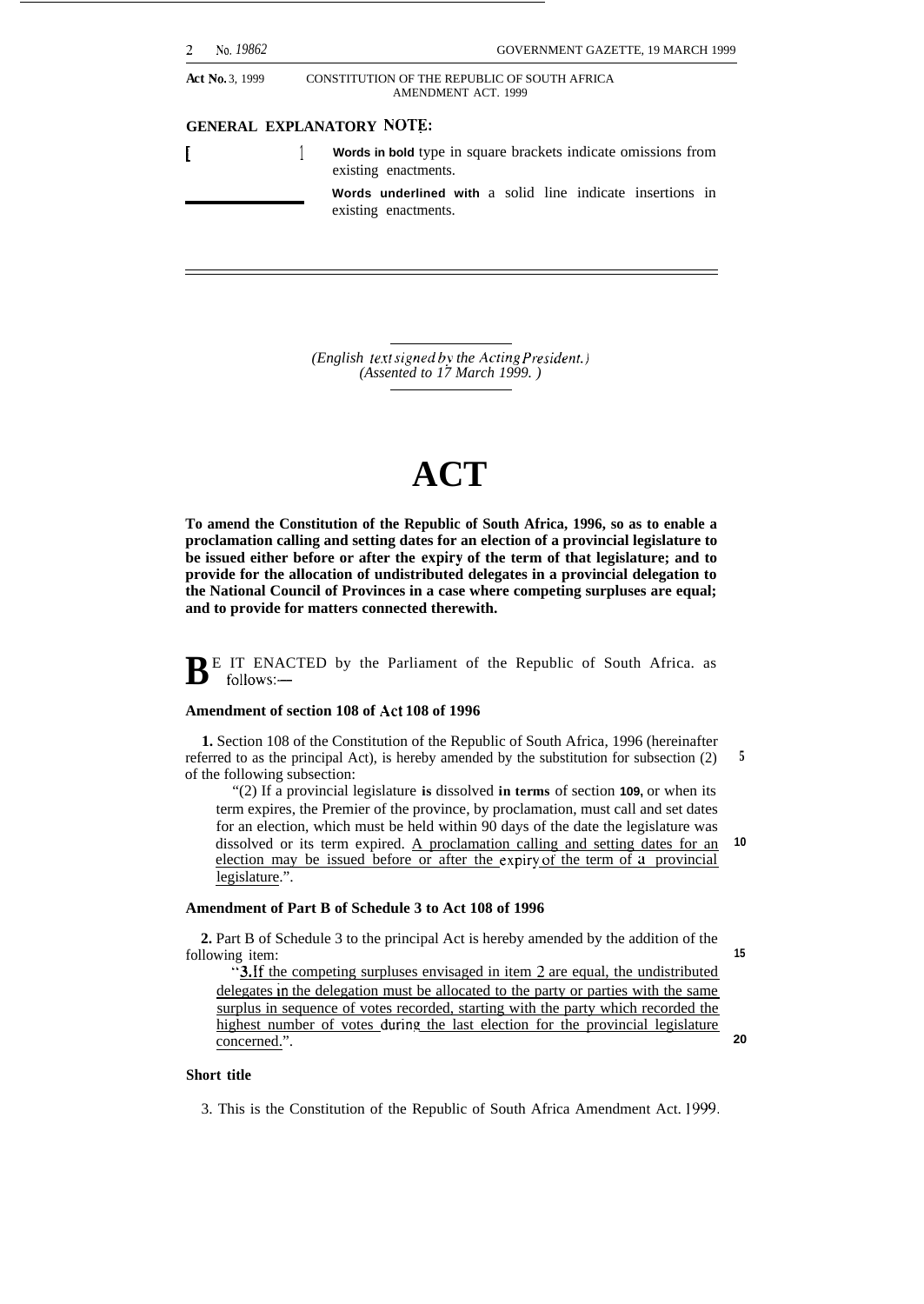**Act No. 3, 1999** CONSTITUTION OF THE REPUBLIC OF SOUTH AFRICA AMENDMENT ACT. 1999

**GENERAL EXPLANATORY NOTE:**

[ ] **Words in bold** type in square brackets indicate omissions from existing enactments.

\_\_\_\_\_ **Words underlined with** a solid line indicate insertions in existing enactments.

---

*(English text signed by the Acting President.)*
*(Assented to 17 March 1999. )*

# ACT

**To amend the Constitution of the Republic of South Africa, 1996, so as to enable a proclamation calling and setting dates for an election of a provincial legislature to be issued either before or after the expiry of the term of that legislature; and to provide for the allocation of undistributed delegates in a provincial delegation to the National Council of Provinces in a case where competing surpluses are equal; and to provide for matters connected therewith.**

BE IT ENACTED by the Parliament of the Republic of South Africa. as follows:—

**Amendment of section 108 of Act 108 of 1996**

**1.** Section 108 of the Constitution of the Republic of South Africa, 1996 (hereinafter referred to as the principal Act), is hereby amended by the substitution for subsection (2) of the following subsection:

"(2) If a provincial legislature **is** dissolved **in terms** of section **109**, or when its term expires, the Premier of the province, by proclamation, must call and set dates for an election, which must be held within 90 days of the date the legislature was dissolved or its term expired. <u>A proclamation calling and setting dates for an election may be issued before or after the expiry of the term of a provincial legislature</u>.".

**Amendment of Part B of Schedule 3 to Act 108 of 1996**

**2.** Part B of Schedule 3 to the principal Act is hereby amended by the addition of the following item:

"<u>**3.** If the competing surpluses envisaged in item 2 are equal, the undistributed delegates in the delegation must be allocated to the party or parties with the same surplus in sequence of votes recorded, starting with the party which recorded the highest number of votes during the last election for the provincial legislature concerned</u>.".

**Short title**

3. This is the Constitution of the Republic of South Africa Amendment Act. 1999.